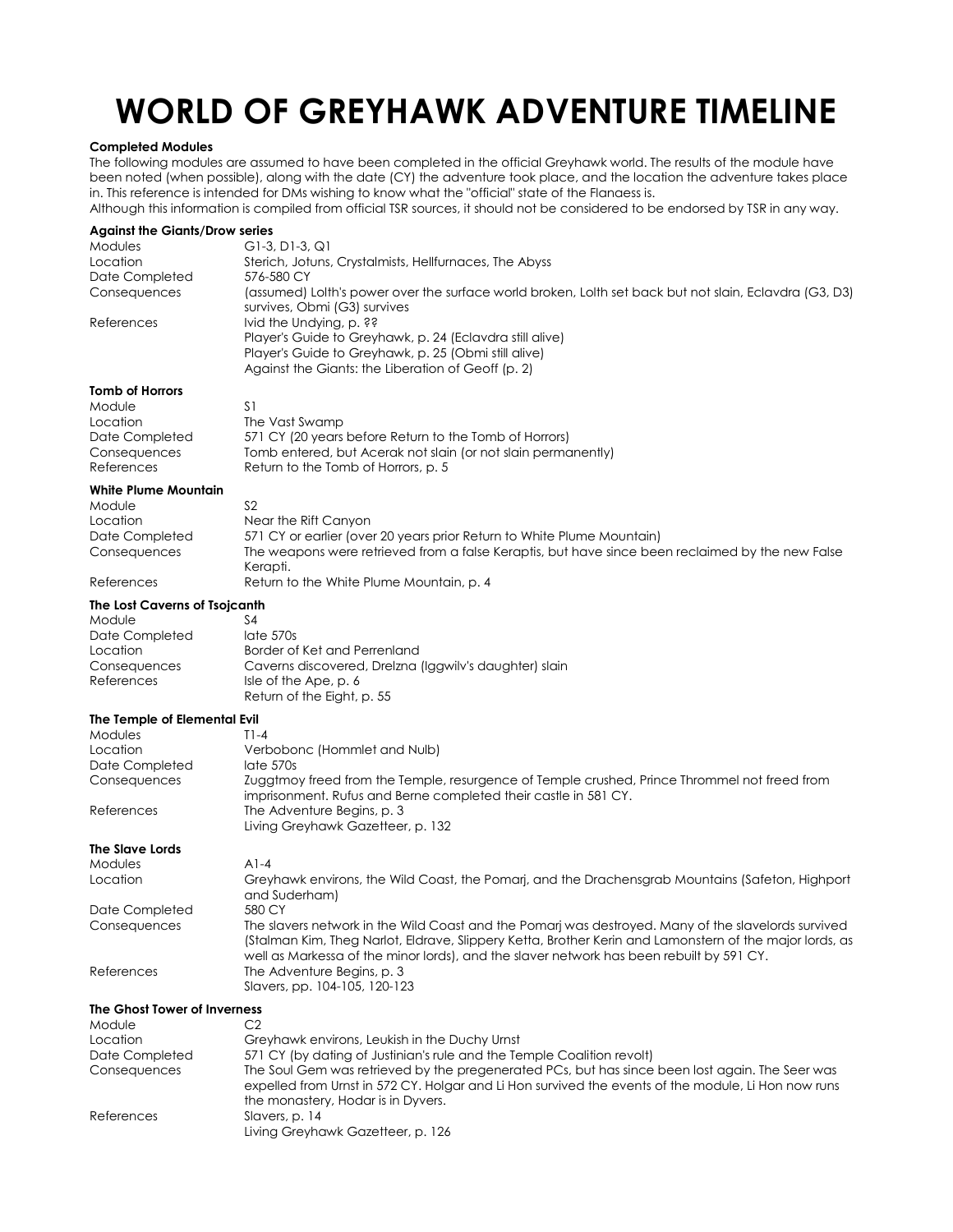# WORLD OF GREYHAWK ADVENTURE TIMELINE

**Completed Modules**

The following modules are assumed to have been completed in the official Greyhawk world. The results of the module have been noted (when possible), along with the date (CY) the adventure took place, and the location the adventure takes place in. This reference is intended for DMs wishing to know what the "official" state of the Flanaess is.

Although this information is compiled from official TSR sources, it should not be considered to be endorsed by TSR in any way.

**Against the Giants/Drow series**

| | |
|---|---|
| Modules | G1-3, D1-3, Q1 |
| Location | Sterich, Jotuns, Crystalmists, Hellfurnaces, The Abyss |
| Date Completed | 576-580 CY |
| Consequences | (assumed) Lolth's power over the surface world broken, Lolth set back but not slain, Eclavdra (G3, D3) survives, Obmi (G3) survives |
| References | Ivid the Undying, p. ??<br>Player's Guide to Greyhawk, p. 24 (Eclavdra still alive)<br>Player's Guide to Greyhawk, p. 25 (Obmi still alive)<br>Against the Giants: the Liberation of Geoff (p. 2) |

**Tomb of Horrors**

| | |
|---|---|
| Module | S1 |
| Location | The Vast Swamp |
| Date Completed | 571 CY (20 years before Return to the Tomb of Horrors) |
| Consequences | Tomb entered, but Acerak not slain (or not slain permanently) |
| References | Return to the Tomb of Horrors, p. 5 |

**White Plume Mountain**

| | |
|---|---|
| Module | S2 |
| Location | Near the Rift Canyon |
| Date Completed | 571 CY or earlier (over 20 years prior Return to White Plume Mountain) |
| Consequences | The weapons were retrieved from a false Keraptis, but have since been reclaimed by the new False Kerapti. |
| References | Return to the White Plume Mountain, p. 4 |

**The Lost Caverns of Tsojcanth**

| | |
|---|---|
| Module | S4 |
| Date Completed | late 570s |
| Location | Border of Ket and Perrenland |
| Consequences | Caverns discovered, Drelzna (Iggwilv's daughter) slain |
| References | Isle of the Ape, p. 6<br>Return of the Eight, p. 55 |

**The Temple of Elemental Evil**

| | |
|---|---|
| Modules | T1-4 |
| Location | Verbobonc (Hommlet and Nulb) |
| Date Completed | late 570s |
| Consequences | Zuggtmoy freed from the Temple, resurgence of Temple crushed, Prince Thrommel not freed from imprisonment. Rufus and Berne completed their castle in 581 CY. |
| References | The Adventure Begins, p. 3<br>Living Greyhawk Gazetteer, p. 132 |

**The Slave Lords**

| | |
|---|---|
| Modules | A1-4 |
| Location | Greyhawk environs, the Wild Coast, the Pomarj, and the Drachensgrab Mountains (Safeton, Highport and Suderham) |
| Date Completed | 580 CY |
| Consequences | The slavers network in the Wild Coast and the Pomarj was destroyed. Many of the slavelords survived (Stalman Kim, Theg Narlot, Eldrave, Slippery Ketta, Brother Kerin and Lamonstern of the major lords, as well as Markessa of the minor lords), and the slaver network has been rebuilt by 591 CY. |
| References | The Adventure Begins, p. 3<br>Slavers, pp. 104-105, 120-123 |

**The Ghost Tower of Inverness**

| | |
|---|---|
| Module | C2 |
| Location | Greyhawk environs, Leukish in the Duchy Urnst |
| Date Completed | 571 CY (by dating of Justinian's rule and the Temple Coalition revolt) |
| Consequences | The Soul Gem was retrieved by the pregenerated PCs, but has since been lost again. The Seer was expelled from Urnst in 572 CY. Holgar and Li Hon survived the events of the module, Li Hon now runs the monastery, Hodar is in Dyvers. |
| References | Slavers, p. 14<br>Living Greyhawk Gazetteer, p. 126 |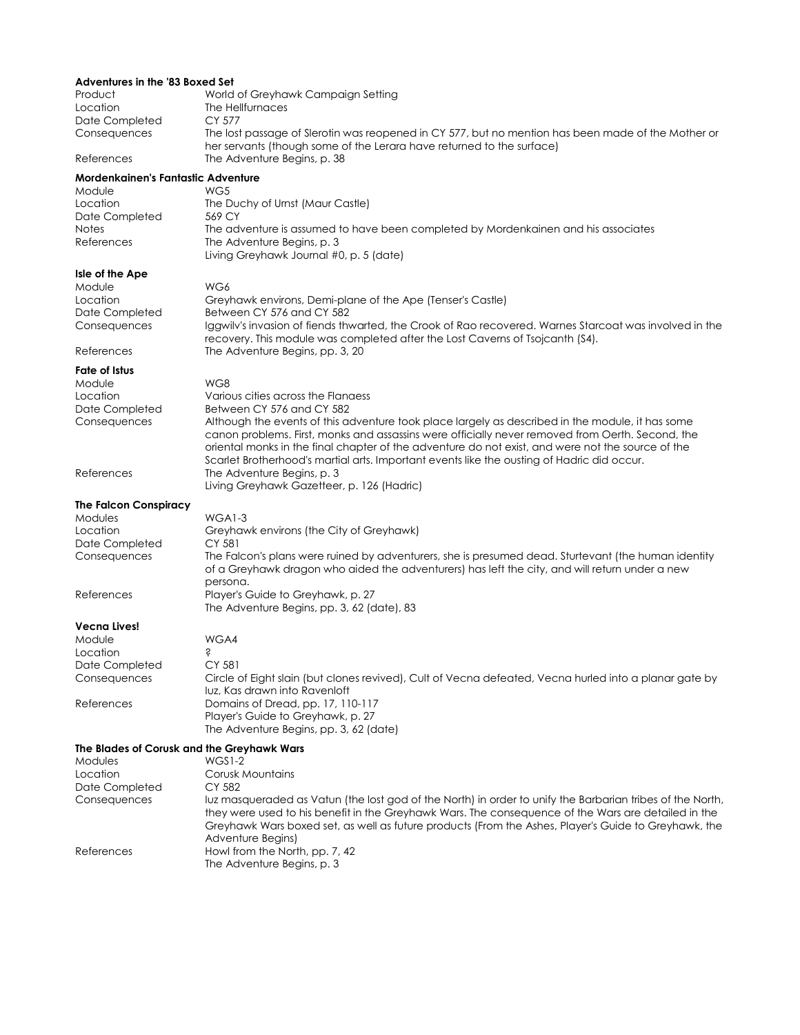**Adventures in the '83 Boxed Set**

| | |
|---|---|
| Product | World of Greyhawk Campaign Setting |
| Location | The Hellfurnaces |
| Date Completed | CY 577 |
| Consequences | The lost passage of Slerotin was reopened in CY 577, but no mention has been made of the Mother or her servants (though some of the Lerara have returned to the surface) |
| References | The Adventure Begins, p. 38 |

**Mordenkainen's Fantastic Adventure**

| | |
|---|---|
| Module | WG5 |
| Location | The Duchy of Urnst (Maur Castle) |
| Date Completed | 569 CY |
| Notes | The adventure is assumed to have been completed by Mordenkainen and his associates |
| References | The Adventure Begins, p. 3<br>Living Greyhawk Journal #0, p. 5 (date) |

**Isle of the Ape**

| | |
|---|---|
| Module | WG6 |
| Location | Greyhawk environs, Demi-plane of the Ape (Tenser's Castle) |
| Date Completed | Between CY 576 and CY 582 |
| Consequences | Iggwilv's invasion of fiends thwarted, the Crook of Rao recovered. Warnes Starcoat was involved in the recovery. This module was completed after the Lost Caverns of Tsojcanth (S4). |
| References | The Adventure Begins, pp. 3, 20 |

**Fate of Istus**

| | |
|---|---|
| Module | WG8 |
| Location | Various cities across the Flanaess |
| Date Completed | Between CY 576 and CY 582 |
| Consequences | Although the events of this adventure took place largely as described in the module, it has some canon problems. First, monks and assassins were officially never removed from Oerth. Second, the oriental monks in the final chapter of the adventure do not exist, and were not the source of the Scarlet Brotherhood's martial arts. Important events like the ousting of Hadric did occur. |
| References | The Adventure Begins, p. 3<br>Living Greyhawk Gazetteer, p. 126 (Hadric) |

**The Falcon Conspiracy**

| | |
|---|---|
| Modules | WGA1-3 |
| Location | Greyhawk environs (the City of Greyhawk) |
| Date Completed | CY 581 |
| Consequences | The Falcon's plans were ruined by adventurers, she is presumed dead. Sturtevant (the human identity of a Greyhawk dragon who aided the adventurers) has left the city, and will return under a new persona. |
| References | Player's Guide to Greyhawk, p. 27<br>The Adventure Begins, pp. 3, 62 (date), 83 |

**Vecna Lives!**

| | |
|---|---|
| Module | WGA4 |
| Location | ? |
| Date Completed | CY 581 |
| Consequences | Circle of Eight slain (but clones revived), Cult of Vecna defeated, Vecna hurled into a planar gate by Iuz, Kas drawn into Ravenloft |
| References | Domains of Dread, pp. 17, 110-117<br>Player's Guide to Greyhawk, p. 27<br>The Adventure Begins, pp. 3, 62 (date) |

**The Blades of Corusk and the Greyhawk Wars**

| | |
|---|---|
| Modules | WGS1-2 |
| Location | Corusk Mountains |
| Date Completed | CY 582 |
| Consequences | Iuz masqueraded as Vatun (the lost god of the North) in order to unify the Barbarian tribes of the North, they were used to his benefit in the Greyhawk Wars. The consequence of the Wars are detailed in the Greyhawk Wars boxed set, as well as future products (From the Ashes, Player's Guide to Greyhawk, the Adventure Begins) |
| References | Howl from the North, pp. 7, 42<br>The Adventure Begins, p. 3 |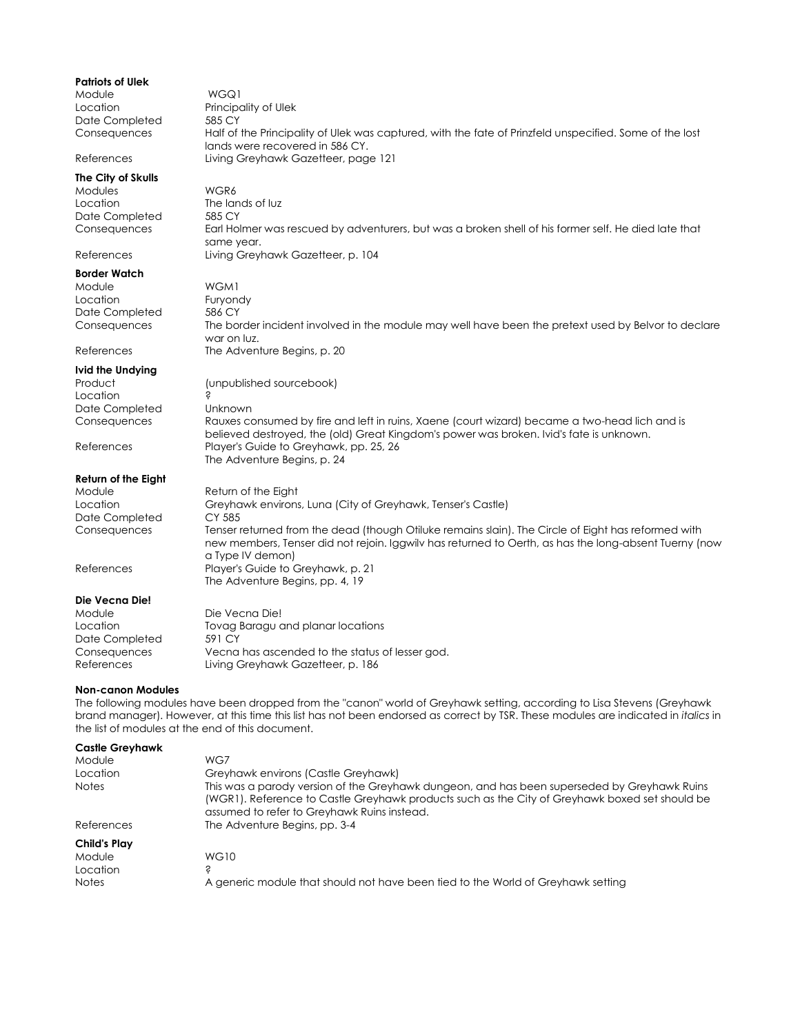**Patriots of Ulek**

| | |
|---|---|
| Module | WGQ1 |
| Location | Principality of Ulek |
| Date Completed | 585 CY |
| Consequences | Half of the Principality of Ulek was captured, with the fate of Prinzfeld unspecified. Some of the lost lands were recovered in 586 CY. |
| References | Living Greyhawk Gazetteer, page 121 |

**The City of Skulls**

| | |
|---|---|
| Modules | WGR6 |
| Location | The lands of Iuz |
| Date Completed | 585 CY |
| Consequences | Earl Holmer was rescued by adventurers, but was a broken shell of his former self. He died late that same year. |
| References | Living Greyhawk Gazetteer, p. 104 |

**Border Watch**

| | |
|---|---|
| Module | WGM1 |
| Location | Furyondy |
| Date Completed | 586 CY |
| Consequences | The border incident involved in the module may well have been the pretext used by Belvor to declare war on Iuz. |
| References | The Adventure Begins, p. 20 |

**Ivid the Undying**

| | |
|---|---|
| Product | (unpublished sourcebook) |
| Location | ? |
| Date Completed | Unknown |
| Consequences | Rauxes consumed by fire and left in ruins, Xaene (court wizard) became a two-head lich and is believed destroyed, the (old) Great Kingdom's power was broken. Ivid's fate is unknown. |
| References | Player's Guide to Greyhawk, pp. 25, 26<br>The Adventure Begins, p. 24 |

**Return of the Eight**

| | |
|---|---|
| Module | Return of the Eight |
| Location | Greyhawk environs, Luna (City of Greyhawk, Tenser's Castle) |
| Date Completed | CY 585 |
| Consequences | Tenser returned from the dead (though Otiluke remains slain). The Circle of Eight has reformed with new members, Tenser did not rejoin. Iggwilv has returned to Oerth, as has the long-absent Tuerny (now a Type IV demon) |
| References | Player's Guide to Greyhawk, p. 21<br>The Adventure Begins, pp. 4, 19 |

**Die Vecna Die!**

| | |
|---|---|
| Module | Die Vecna Die! |
| Location | Tovag Baragu and planar locations |
| Date Completed | 591 CY |
| Consequences | Vecna has ascended to the status of lesser god. |
| References | Living Greyhawk Gazetteer, p. 186 |

**Non-canon Modules**

The following modules have been dropped from the "canon" world of Greyhawk setting, according to Lisa Stevens (Greyhawk brand manager). However, at this time this list has not been endorsed as correct by TSR. These modules are indicated in *italics* in the list of modules at the end of this document.

**Castle Greyhawk**

| | |
|---|---|
| Module | WG7 |
| Location | Greyhawk environs (Castle Greyhawk) |
| Notes | This was a parody version of the Greyhawk dungeon, and has been superseded by Greyhawk Ruins (WGR1). Reference to Castle Greyhawk products such as the City of Greyhawk boxed set should be assumed to refer to Greyhawk Ruins instead. |
| References | The Adventure Begins, pp. 3-4 |

**Child's Play**

| | |
|---|---|
| Module | WG10 |
| Location | ? |
| Notes | A generic module that should not have been tied to the World of Greyhawk setting |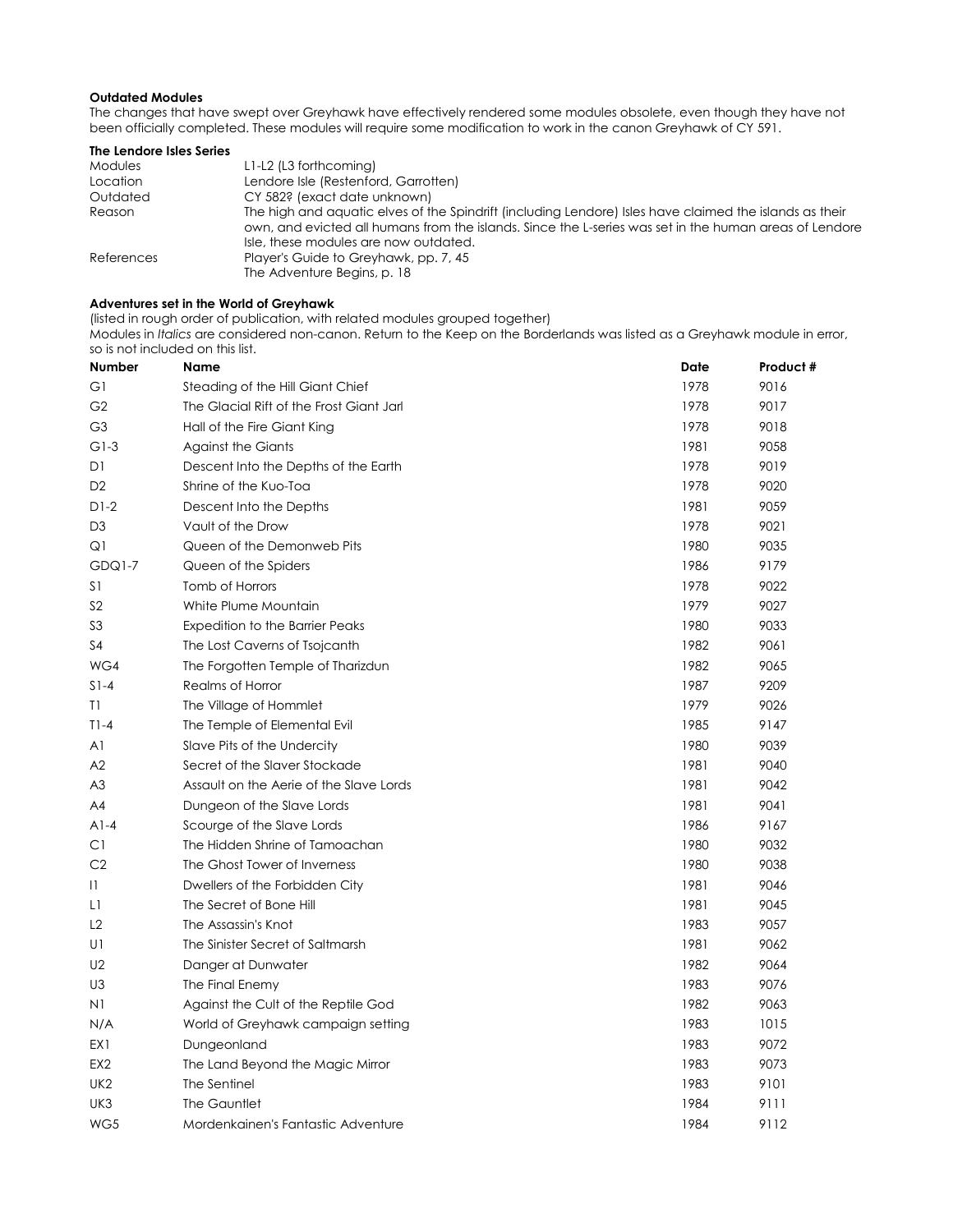**Outdated Modules**

The changes that have swept over Greyhawk have effectively rendered some modules obsolete, even though they have not been officially completed. These modules will require some modification to work in the canon Greyhawk of CY 591.

**The Lendore Isles Series**

| | |
|---|---|
| Modules | L1-L2 (L3 forthcoming) |
| Location | Lendore Isle (Restenford, Garrotten) |
| Outdated | CY 582? (exact date unknown) |
| Reason | The high and aquatic elves of the Spindrift (including Lendore) Isles have claimed the islands as their own, and evicted all humans from the islands. Since the L-series was set in the human areas of Lendore Isle, these modules are now outdated. |
| References | Player's Guide to Greyhawk, pp. 7, 45<br>The Adventure Begins, p. 18 |

**Adventures set in the World of Greyhawk**

(listed in rough order of publication, with related modules grouped together)

Modules in *Italics* are considered non-canon. Return to the Keep on the Borderlands was listed as a Greyhawk module in error, so is not included on this list.

| Number | Name | Date | Product # |
|---|---|---|---|
| G1 | Steading of the Hill Giant Chief | 1978 | 9016 |
| G2 | The Glacial Rift of the Frost Giant Jarl | 1978 | 9017 |
| G3 | Hall of the Fire Giant King | 1978 | 9018 |
| G1-3 | Against the Giants | 1981 | 9058 |
| D1 | Descent Into the Depths of the Earth | 1978 | 9019 |
| D2 | Shrine of the Kuo-Toa | 1978 | 9020 |
| D1-2 | Descent Into the Depths | 1981 | 9059 |
| D3 | Vault of the Drow | 1978 | 9021 |
| Q1 | Queen of the Demonweb Pits | 1980 | 9035 |
| GDQ1-7 | Queen of the Spiders | 1986 | 9179 |
| S1 | Tomb of Horrors | 1978 | 9022 |
| S2 | White Plume Mountain | 1979 | 9027 |
| S3 | Expedition to the Barrier Peaks | 1980 | 9033 |
| S4 | The Lost Caverns of Tsojcanth | 1982 | 9061 |
| WG4 | The Forgotten Temple of Tharizdun | 1982 | 9065 |
| S1-4 | Realms of Horror | 1987 | 9209 |
| T1 | The Village of Hommlet | 1979 | 9026 |
| T1-4 | The Temple of Elemental Evil | 1985 | 9147 |
| A1 | Slave Pits of the Undercity | 1980 | 9039 |
| A2 | Secret of the Slaver Stockade | 1981 | 9040 |
| A3 | Assault on the Aerie of the Slave Lords | 1981 | 9042 |
| A4 | Dungeon of the Slave Lords | 1981 | 9041 |
| A1-4 | Scourge of the Slave Lords | 1986 | 9167 |
| C1 | The Hidden Shrine of Tamoachan | 1980 | 9032 |
| C2 | The Ghost Tower of Inverness | 1980 | 9038 |
| I1 | Dwellers of the Forbidden City | 1981 | 9046 |
| L1 | The Secret of Bone Hill | 1981 | 9045 |
| L2 | The Assassin's Knot | 1983 | 9057 |
| U1 | The Sinister Secret of Saltmarsh | 1981 | 9062 |
| U2 | Danger at Dunwater | 1982 | 9064 |
| U3 | The Final Enemy | 1983 | 9076 |
| N1 | Against the Cult of the Reptile God | 1982 | 9063 |
| N/A | World of Greyhawk campaign setting | 1983 | 1015 |
| EX1 | Dungeonland | 1983 | 9072 |
| EX2 | The Land Beyond the Magic Mirror | 1983 | 9073 |
| UK2 | The Sentinel | 1983 | 9101 |
| UK3 | The Gauntlet | 1984 | 9111 |
| WG5 | Mordenkainen's Fantastic Adventure | 1984 | 9112 |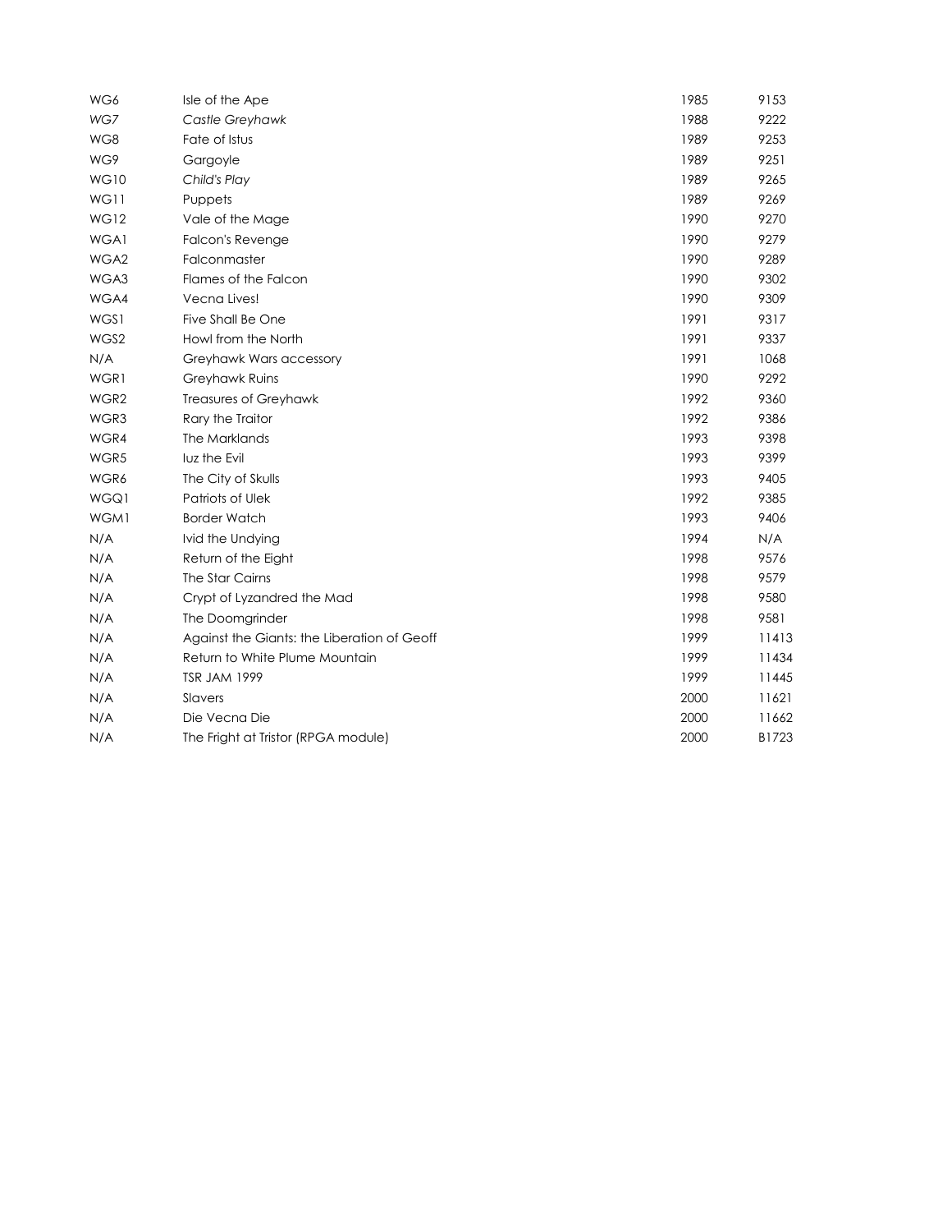| | | | |
|---|---|---|---|
| WG6 | Isle of the Ape | 1985 | 9153 |
| *WG7* | *Castle Greyhawk* | 1988 | 9222 |
| WG8 | Fate of Istus | 1989 | 9253 |
| WG9 | Gargoyle | 1989 | 9251 |
| WG10 | *Child's Play* | 1989 | 9265 |
| WG11 | Puppets | 1989 | 9269 |
| WG12 | Vale of the Mage | 1990 | 9270 |
| WGA1 | Falcon's Revenge | 1990 | 9279 |
| WGA2 | Falconmaster | 1990 | 9289 |
| WGA3 | Flames of the Falcon | 1990 | 9302 |
| WGA4 | Vecna Lives! | 1990 | 9309 |
| WGS1 | Five Shall Be One | 1991 | 9317 |
| WGS2 | Howl from the North | 1991 | 9337 |
| N/A | Greyhawk Wars accessory | 1991 | 1068 |
| WGR1 | Greyhawk Ruins | 1990 | 9292 |
| WGR2 | Treasures of Greyhawk | 1992 | 9360 |
| WGR3 | Rary the Traitor | 1992 | 9386 |
| WGR4 | The Marklands | 1993 | 9398 |
| WGR5 | Iuz the Evil | 1993 | 9399 |
| WGR6 | The City of Skulls | 1993 | 9405 |
| WGQ1 | Patriots of Ulek | 1992 | 9385 |
| WGM1 | Border Watch | 1993 | 9406 |
| N/A | Ivid the Undying | 1994 | N/A |
| N/A | Return of the Eight | 1998 | 9576 |
| N/A | The Star Cairns | 1998 | 9579 |
| N/A | Crypt of Lyzandred the Mad | 1998 | 9580 |
| N/A | The Doomgrinder | 1998 | 9581 |
| N/A | Against the Giants: the Liberation of Geoff | 1999 | 11413 |
| N/A | Return to White Plume Mountain | 1999 | 11434 |
| N/A | TSR JAM 1999 | 1999 | 11445 |
| N/A | Slavers | 2000 | 11621 |
| N/A | Die Vecna Die | 2000 | 11662 |
| N/A | The Fright at Tristor (RPGA module) | 2000 | B1723 |